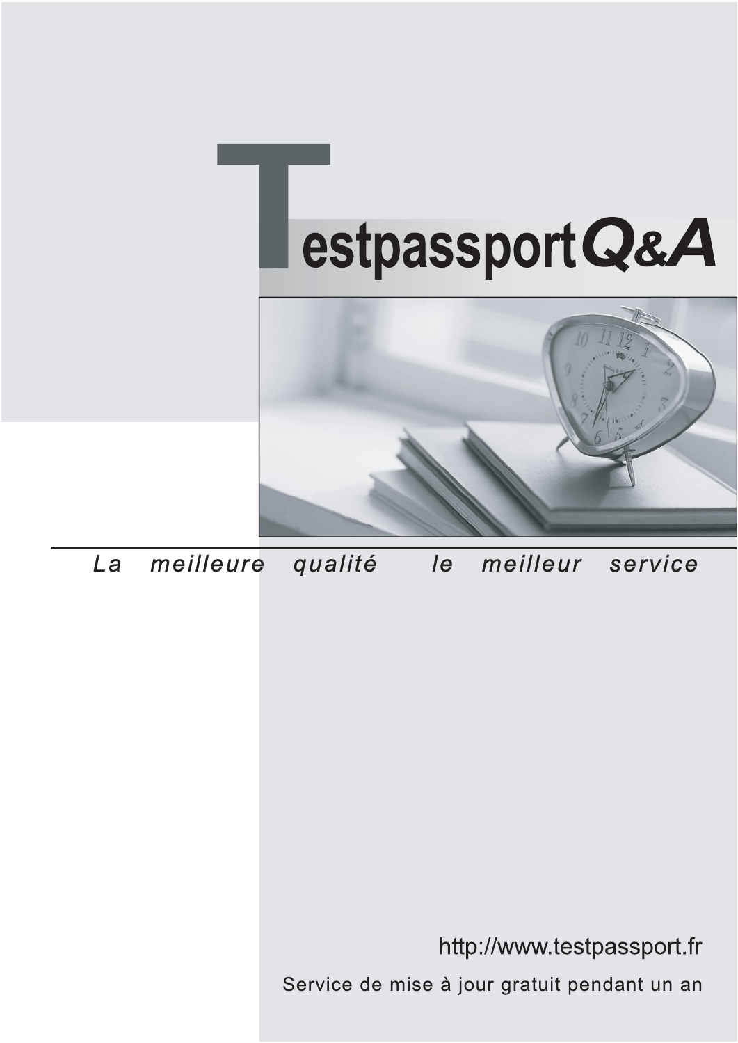# TestpassportQ&A

*La meilleure qualité le meilleur service*

http://www.testpassport.fr

Service de mise à jour gratuit pendant un an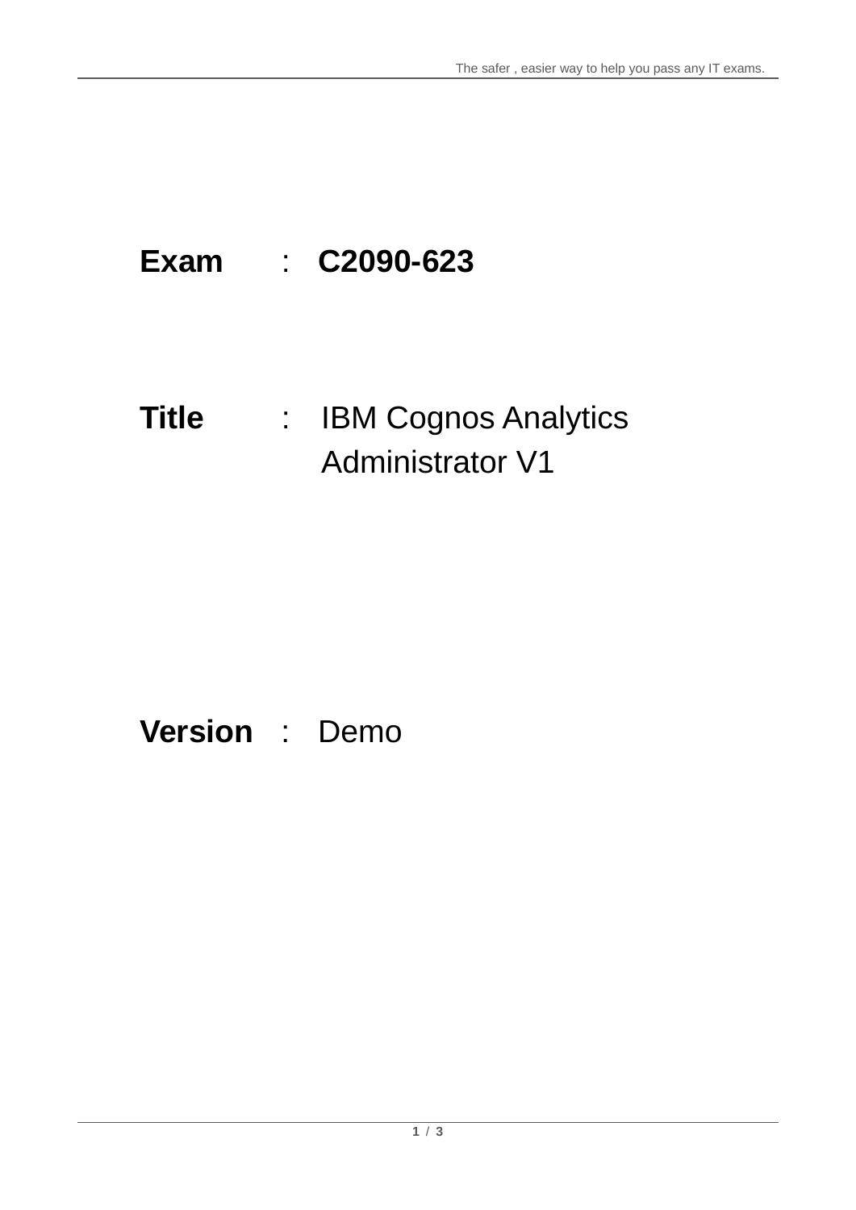**Exam** : **C2090-623**

**Title** : IBM Cognos Analytics Administrator V1

**Version** : Demo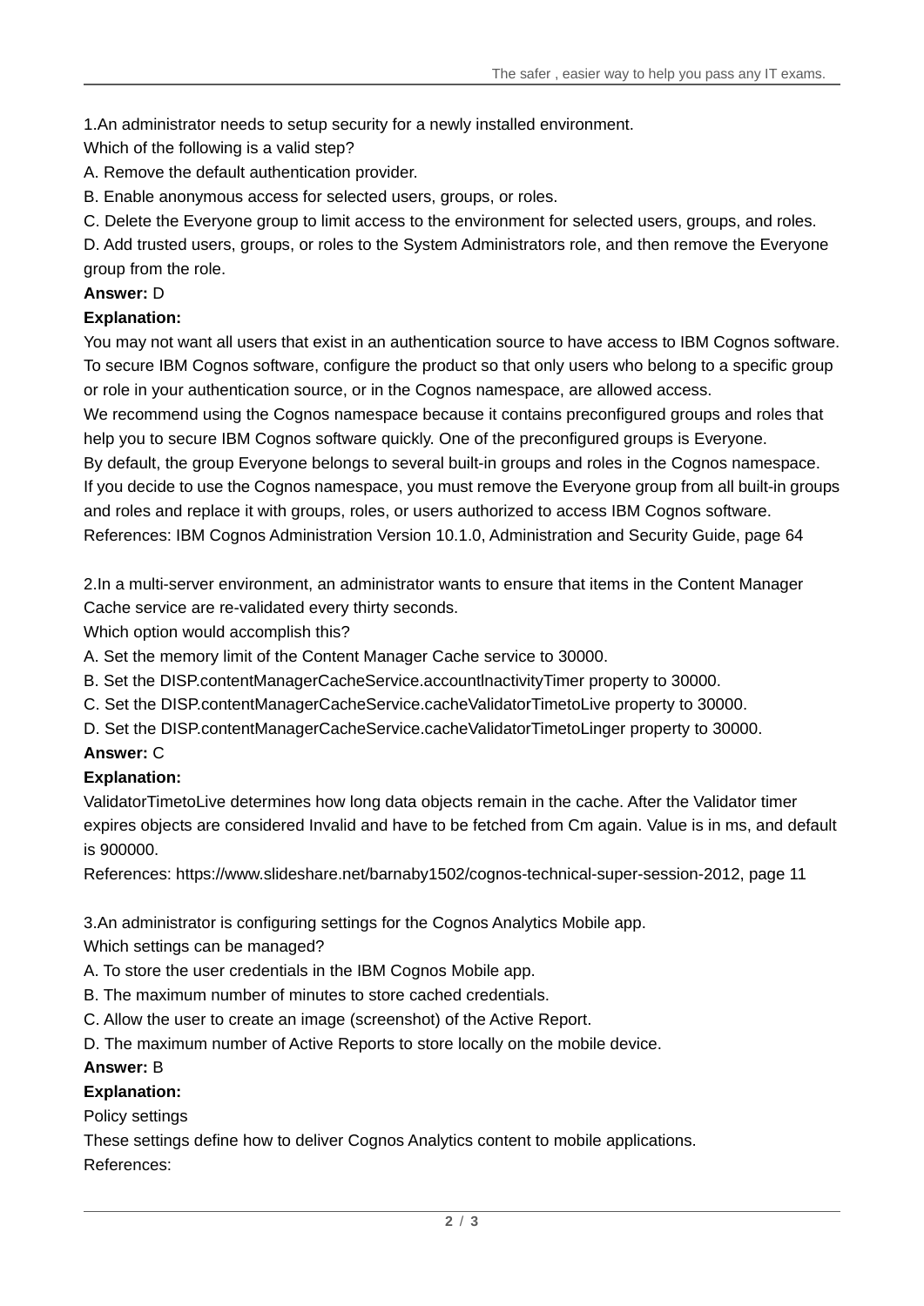1.An administrator needs to setup security for a newly installed environment.

Which of the following is a valid step?

A. Remove the default authentication provider.

B. Enable anonymous access for selected users, groups, or roles.

C. Delete the Everyone group to limit access to the environment for selected users, groups, and roles.

D. Add trusted users, groups, or roles to the System Administrators role, and then remove the Everyone group from the role.

**Answer:** D

**Explanation:**

You may not want all users that exist in an authentication source to have access to IBM Cognos software. To secure IBM Cognos software, configure the product so that only users who belong to a specific group or role in your authentication source, or in the Cognos namespace, are allowed access.

We recommend using the Cognos namespace because it contains preconfigured groups and roles that help you to secure IBM Cognos software quickly. One of the preconfigured groups is Everyone.

By default, the group Everyone belongs to several built-in groups and roles in the Cognos namespace. If you decide to use the Cognos namespace, you must remove the Everyone group from all built-in groups and roles and replace it with groups, roles, or users authorized to access IBM Cognos software.

References: IBM Cognos Administration Version 10.1.0, Administration and Security Guide, page 64

2.In a multi-server environment, an administrator wants to ensure that items in the Content Manager Cache service are re-validated every thirty seconds.

Which option would accomplish this?

A. Set the memory limit of the Content Manager Cache service to 30000.

B. Set the DISP.contentManagerCacheService.accountInactivityTimer property to 30000.

C. Set the DISP.contentManagerCacheService.cacheValidatorTimetoLive property to 30000.

D. Set the DISP.contentManagerCacheService.cacheValidatorTimetoLinger property to 30000.

**Answer:** C

**Explanation:**

ValidatorTimetoLive determines how long data objects remain in the cache. After the Validator timer expires objects are considered Invalid and have to be fetched from Cm again. Value is in ms, and default is 900000.

References: https://www.slideshare.net/barnaby1502/cognos-technical-super-session-2012, page 11

3.An administrator is configuring settings for the Cognos Analytics Mobile app.

Which settings can be managed?

A. To store the user credentials in the IBM Cognos Mobile app.

B. The maximum number of minutes to store cached credentials.

C. Allow the user to create an image (screenshot) of the Active Report.

D. The maximum number of Active Reports to store locally on the mobile device.

**Answer:** B

**Explanation:**

Policy settings

These settings define how to deliver Cognos Analytics content to mobile applications.

References: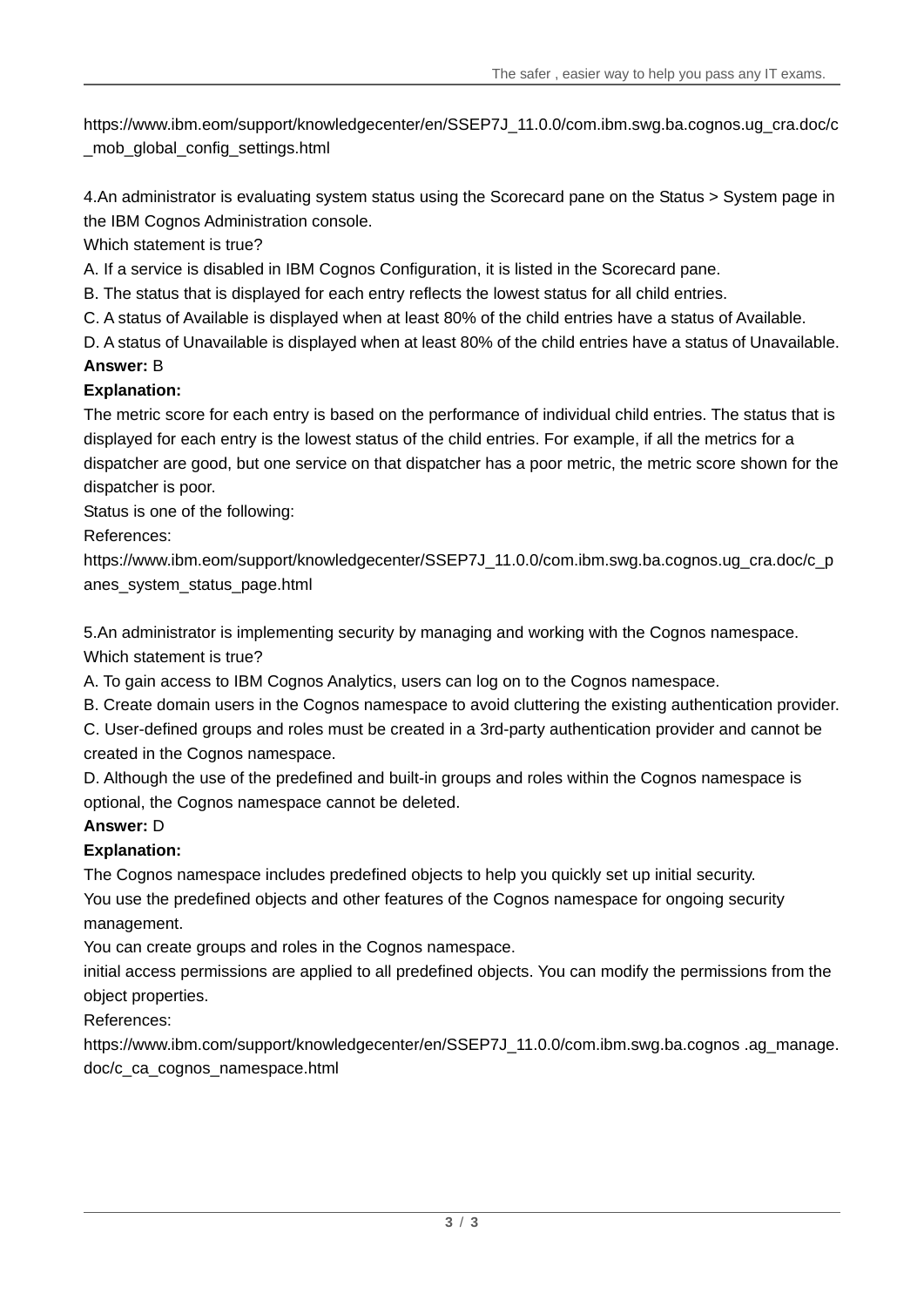https://www.ibm.eom/support/knowledgecenter/en/SSEP7J_11.0.0/com.ibm.swg.ba.cognos.ug_cra.doc/c_mob_global_config_settings.html

4.An administrator is evaluating system status using the Scorecard pane on the Status > System page in the IBM Cognos Administration console.

Which statement is true?

A. If a service is disabled in IBM Cognos Configuration, it is listed in the Scorecard pane.

B. The status that is displayed for each entry reflects the lowest status for all child entries.

C. A status of Available is displayed when at least 80% of the child entries have a status of Available.

D. A status of Unavailable is displayed when at least 80% of the child entries have a status of Unavailable.

**Answer:** B

**Explanation:**

The metric score for each entry is based on the performance of individual child entries. The status that is displayed for each entry is the lowest status of the child entries. For example, if all the metrics for a dispatcher are good, but one service on that dispatcher has a poor metric, the metric score shown for the dispatcher is poor.

Status is one of the following:

References:

https://www.ibm.eom/support/knowledgecenter/SSEP7J_11.0.0/com.ibm.swg.ba.cognos.ug_cra.doc/c_panes_system_status_page.html

5.An administrator is implementing security by managing and working with the Cognos namespace.

Which statement is true?

A. To gain access to IBM Cognos Analytics, users can log on to the Cognos namespace.

B. Create domain users in the Cognos namespace to avoid cluttering the existing authentication provider.

C. User-defined groups and roles must be created in a 3rd-party authentication provider and cannot be created in the Cognos namespace.

D. Although the use of the predefined and built-in groups and roles within the Cognos namespace is optional, the Cognos namespace cannot be deleted.

**Answer:** D

**Explanation:**

The Cognos namespace includes predefined objects to help you quickly set up initial security.

You use the predefined objects and other features of the Cognos namespace for ongoing security management.

You can create groups and roles in the Cognos namespace.

initial access permissions are applied to all predefined objects. You can modify the permissions from the object properties.

References:

https://www.ibm.com/support/knowledgecenter/en/SSEP7J_11.0.0/com.ibm.swg.ba.cognos .ag_manage.doc/c_ca_cognos_namespace.html